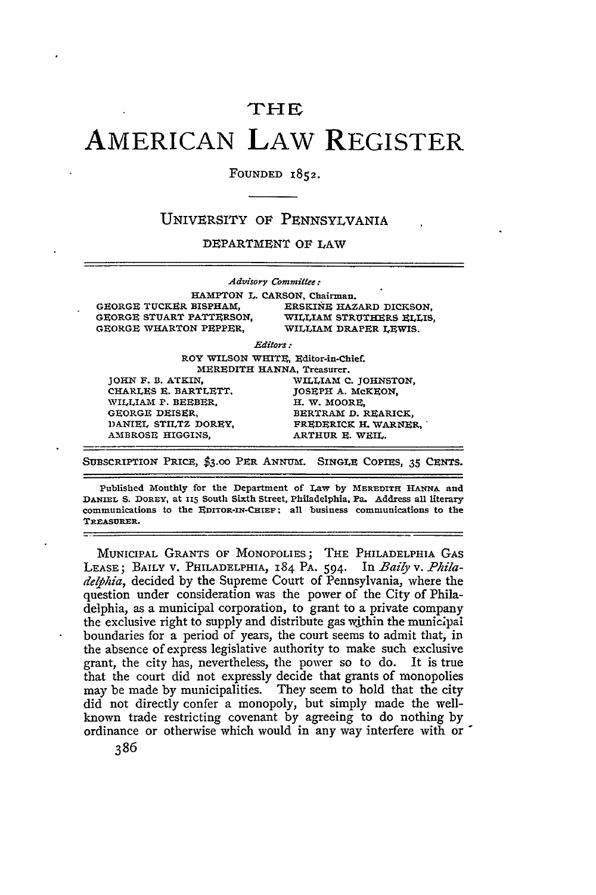# THE

# AMERICAN LAW REGISTER

FOUNDED 1852.

## UNIVERSITY OF PENNSYLVANIA

DEPARTMENT OF LAW

*Advisory Committee:*

HAMPTON L. CARSON, Chairman.

| | |
|---|---|
| GEORGE TUCKER BISPHAM, | ERSKINE HAZARD DICKSON, |
| GEORGE STUART PATTERSON, | WILLIAM STRUTHERS ELLIS, |
| GEORGE WHARTON PEPPER, | WILLIAM DRAPER LEWIS. |

*Editors:*

ROY WILSON WHITE, Editor-in-Chief.

MEREDITH HANNA, Treasurer.

| | |
|---|---|
| JOHN F. B. ATKIN, | WILLIAM C. JOHNSTON, |
| CHARLES E. BARTLETT, | JOSEPH A. McKEON, |
| WILLIAM P. BEEBER, | H. W. MOORE, |
| GEORGE DEISER, | BERTRAM D. REARICK, |
| DANIEL STILTZ DOREY, | FREDERICK H. WARNER, |
| AMBROSE HIGGINS, | ARTHUR E. WEIL. |

SUBSCRIPTION PRICE, $3.00 PER ANNUM. SINGLE COPIES, 35 CENTS.

Published Monthly for the Department of Law by MEREDITH HANNA and DANIEL S. DOREY, at 115 South Sixth Street, Philadelphia, Pa. Address all literary communications to the EDITOR-IN-CHIEF; all business communications to the TREASURER.

MUNICIPAL GRANTS OF MONOPOLIES; THE PHILADELPHIA GAS LEASE; BAILY v. PHILADELPHIA, 184 PA. 594. In *Baily* v. *Philadelphia*, decided by the Supreme Court of Pennsylvania, where the question under consideration was the power of the City of Philadelphia, as a municipal corporation, to grant to a private company the exclusive right to supply and distribute gas within the municipal boundaries for a period of years, the court seems to admit that, in the absence of express legislative authority to make such exclusive grant, the city has, nevertheless, the power so to do. It is true that the court did not expressly decide that grants of monopolies may be made by municipalities. They seem to hold that the city did not directly confer a monopoly, but simply made the well-known trade restricting covenant by agreeing to do nothing by ordinance or otherwise which would in any way interfere with or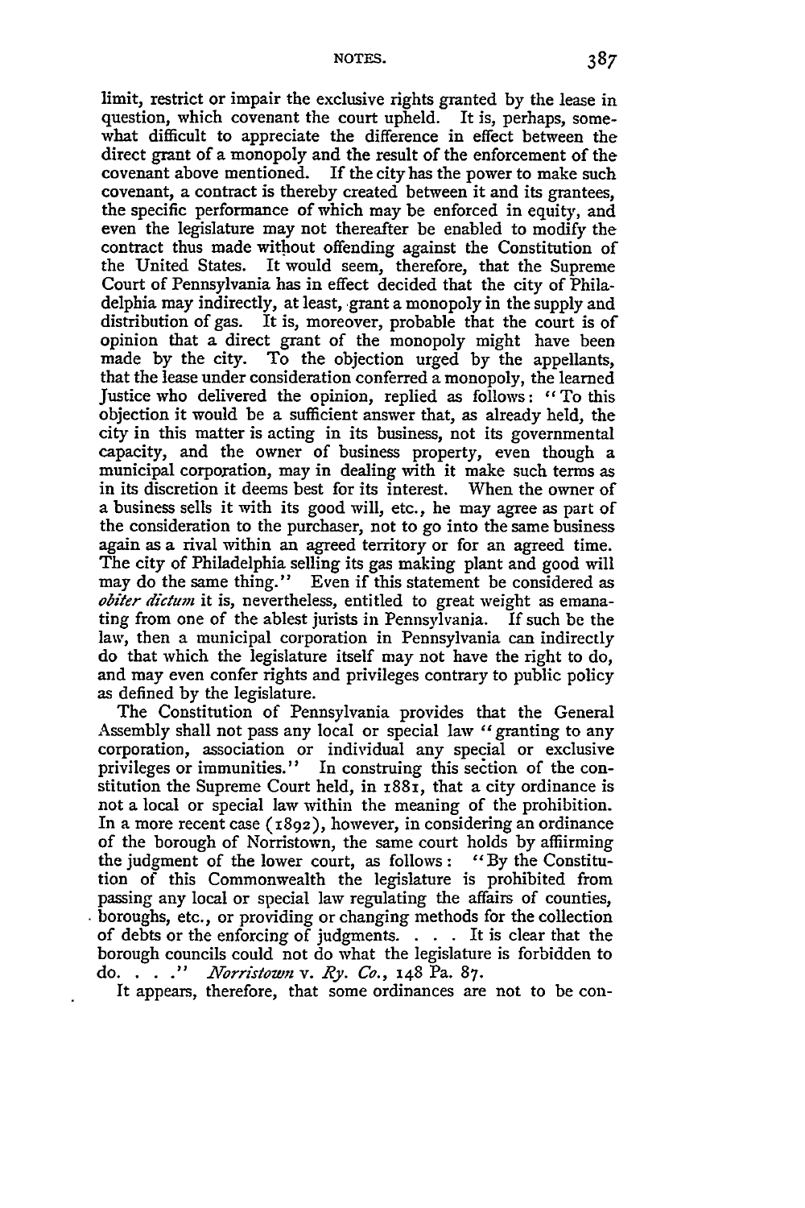limit, restrict or impair the exclusive rights granted by the lease in question, which covenant the court upheld. It is, perhaps, somewhat difficult to appreciate the difference in effect between the direct grant of a monopoly and the result of the enforcement of the covenant above mentioned. If the city has the power to make such covenant, a contract is thereby created between it and its grantees, the specific performance of which may be enforced in equity, and even the legislature may not thereafter be enabled to modify the contract thus made without offending against the Constitution of the United States. It would seem, therefore, that the Supreme Court of Pennsylvania has in effect decided that the city of Philadelphia may indirectly, at least, grant a monopoly in the supply and distribution of gas. It is, moreover, probable that the court is of opinion that a direct grant of the monopoly might have been made by the city. To the objection urged by the appellants, that the lease under consideration conferred a monopoly, the learned Justice who delivered the opinion, replied as follows: "To this objection it would be a sufficient answer that, as already held, the city in this matter is acting in its business, not its governmental capacity, and the owner of business property, even though a municipal corporation, may in dealing with it make such terms as in its discretion it deems best for its interest. When the owner of a business sells it with its good will, etc., he may agree as part of the consideration to the purchaser, not to go into the same business again as a rival within an agreed territory or for an agreed time. The city of Philadelphia selling its gas making plant and good will may do the same thing." Even if this statement be considered as *obiter dictum* it is, nevertheless, entitled to great weight as emanating from one of the ablest jurists in Pennsylvania. If such be the law, then a municipal corporation in Pennsylvania can indirectly do that which the legislature itself may not have the right to do, and may even confer rights and privileges contrary to public policy as defined by the legislature.

The Constitution of Pennsylvania provides that the General Assembly shall not pass any local or special law "granting to any corporation, association or individual any special or exclusive privileges or immunities." In construing this section of the constitution the Supreme Court held, in 1881, that a city ordinance is not a local or special law within the meaning of the prohibition. In a more recent case (1892), however, in considering an ordinance of the borough of Norristown, the same court holds by affirming the judgment of the lower court, as follows: "By the Constitution of this Commonwealth the legislature is prohibited from passing any local or special law regulating the affairs of counties, boroughs, etc., or providing or changing methods for the collection of debts or the enforcing of judgments. . . . It is clear that the borough councils could not do what the legislature is forbidden to do. . . ." *Norristown* v. *Ry. Co.*, 148 Pa. 87.

It appears, therefore, that some ordinances are not to be con-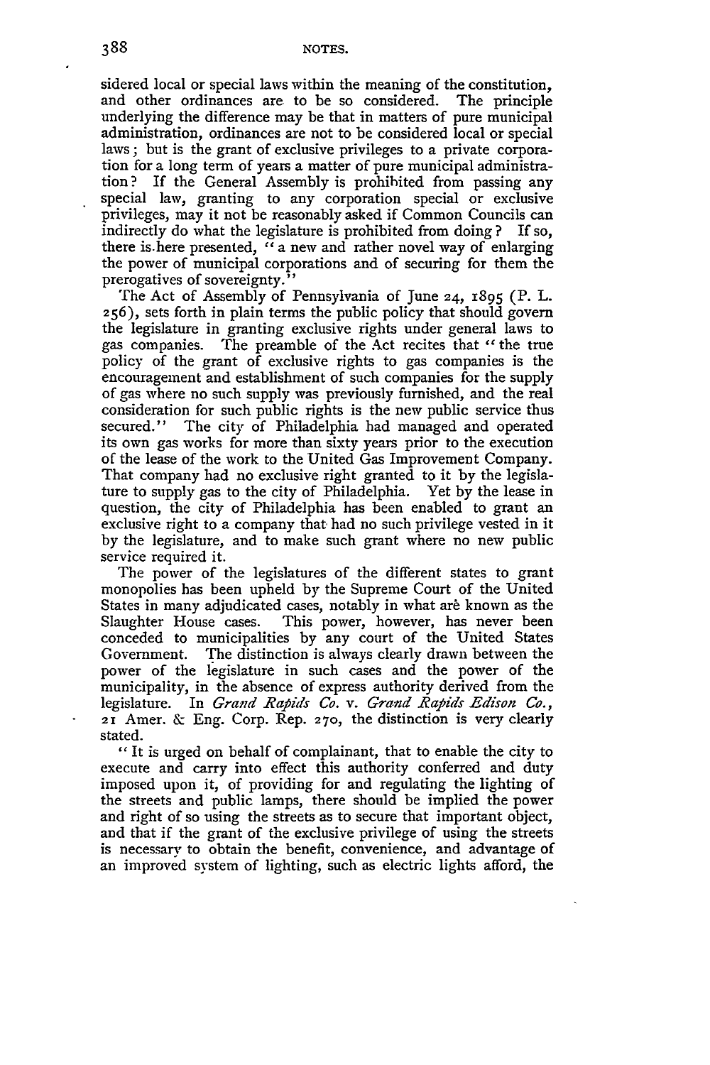sidered local or special laws within the meaning of the constitution, and other ordinances are to be so considered. The principle underlying the difference may be that in matters of pure municipal administration, ordinances are not to be considered local or special laws; but is the grant of exclusive privileges to a private corporation for a long term of years a matter of pure municipal administration? If the General Assembly is prohibited from passing any special law, granting to any corporation special or exclusive privileges, may it not be reasonably asked if Common Councils can indirectly do what the legislature is prohibited from doing? If so, there is here presented, "a new and rather novel way of enlarging the power of municipal corporations and of securing for them the prerogatives of sovereignty."

The Act of Assembly of Pennsylvania of June 24, 1895 (P. L. 256), sets forth in plain terms the public policy that should govern the legislature in granting exclusive rights under general laws to gas companies. The preamble of the Act recites that "the true policy of the grant of exclusive rights to gas companies is the encouragement and establishment of such companies for the supply of gas where no such supply was previously furnished, and the real consideration for such public rights is the new public service thus secured." The city of Philadelphia had managed and operated its own gas works for more than sixty years prior to the execution of the lease of the work to the United Gas Improvement Company. That company had no exclusive right granted to it by the legislature to supply gas to the city of Philadelphia. Yet by the lease in question, the city of Philadelphia has been enabled to grant an exclusive right to a company that had no such privilege vested in it by the legislature, and to make such grant where no new public service required it.

The power of the legislatures of the different states to grant monopolies has been upheld by the Supreme Court of the United States in many adjudicated cases, notably in what are known as the Slaughter House cases. This power, however, has never been conceded to municipalities by any court of the United States Government. The distinction is always clearly drawn between the power of the legislature in such cases and the power of the municipality, in the absence of express authority derived from the legislature. In *Grand Rapids Co.* v. *Grand Rapids Edison Co.*, 21 Amer. & Eng. Corp. Rep. 270, the distinction is very clearly stated.

"It is urged on behalf of complainant, that to enable the city to execute and carry into effect this authority conferred and duty imposed upon it, of providing for and regulating the lighting of the streets and public lamps, there should be implied the power and right of so using the streets as to secure that important object, and that if the grant of the exclusive privilege of using the streets is necessary to obtain the benefit, convenience, and advantage of an improved system of lighting, such as electric lights afford, the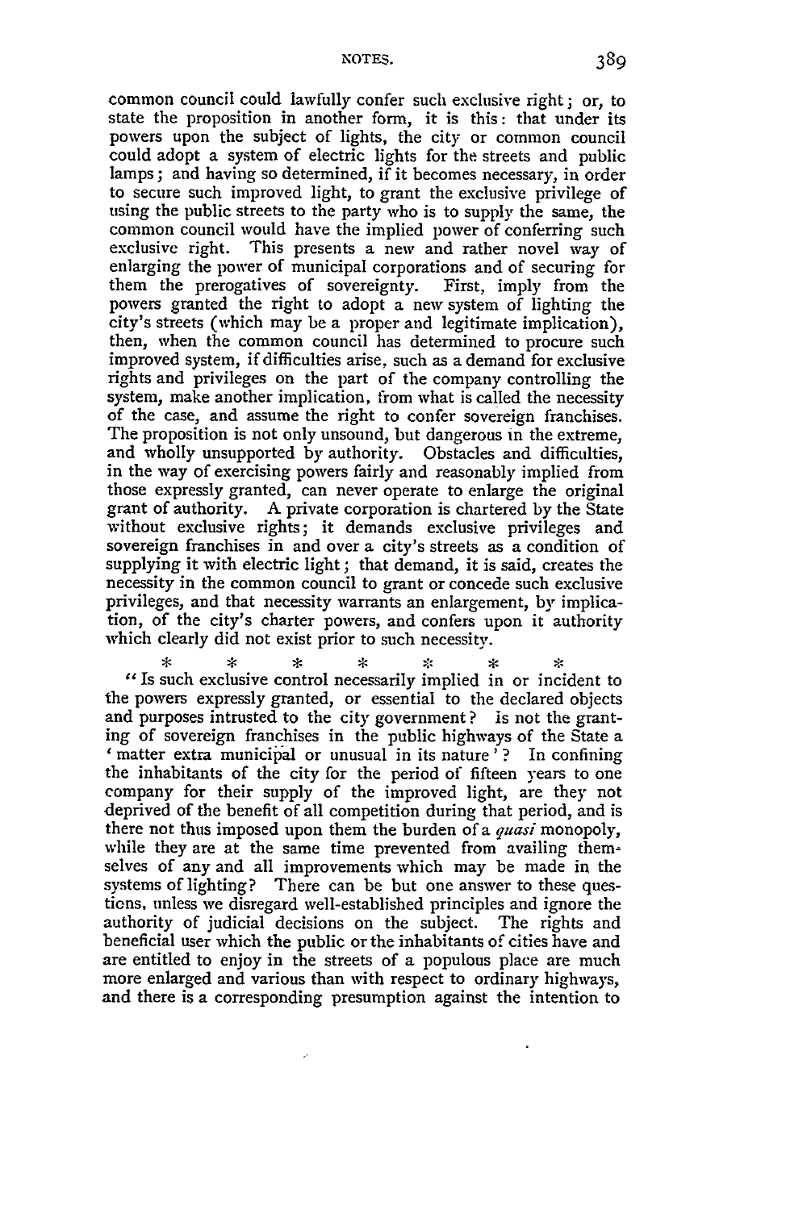common council could lawfully confer such exclusive right; or, to state the proposition in another form, it is this: that under its powers upon the subject of lights, the city or common council could adopt a system of electric lights for the streets and public lamps; and having so determined, if it becomes necessary, in order to secure such improved light, to grant the exclusive privilege of using the public streets to the party who is to supply the same, the common council would have the implied power of conferring such exclusive right. This presents a new and rather novel way of enlarging the power of municipal corporations and of securing for them the prerogatives of sovereignty. First, imply from the powers granted the right to adopt a new system of lighting the city's streets (which may be a proper and legitimate implication), then, when the common council has determined to procure such improved system, if difficulties arise, such as a demand for exclusive rights and privileges on the part of the company controlling the system, make another implication, from what is called the necessity of the case, and assume the right to confer sovereign franchises. The proposition is not only unsound, but dangerous in the extreme, and wholly unsupported by authority. Obstacles and difficulties, in the way of exercising powers fairly and reasonably implied from those expressly granted, can never operate to enlarge the original grant of authority. A private corporation is chartered by the State without exclusive rights; it demands exclusive privileges and sovereign franchises in and over a city's streets as a condition of supplying it with electric light; that demand, it is said, creates the necessity in the common council to grant or concede such exclusive privileges, and that necessity warrants an enlargement, by implication, of the city's charter powers, and confers upon it authority which clearly did not exist prior to such necessity.

\* \* \* \* \* \*

"Is such exclusive control necessarily implied in or incident to the powers expressly granted, or essential to the declared objects and purposes intrusted to the city government? is not the granting of sovereign franchises in the public highways of the State a 'matter extra municipal or unusual in its nature'? In confining the inhabitants of the city for the period of fifteen years to one company for their supply of the improved light, are they not deprived of the benefit of all competition during that period, and is there not thus imposed upon them the burden of a *quasi* monopoly, while they are at the same time prevented from availing themselves of any and all improvements which may be made in the systems of lighting? There can be but one answer to these questions, unless we disregard well-established principles and ignore the authority of judicial decisions on the subject. The rights and beneficial user which the public or the inhabitants of cities have and are entitled to enjoy in the streets of a populous place are much more enlarged and various than with respect to ordinary highways, and there is a corresponding presumption against the intention to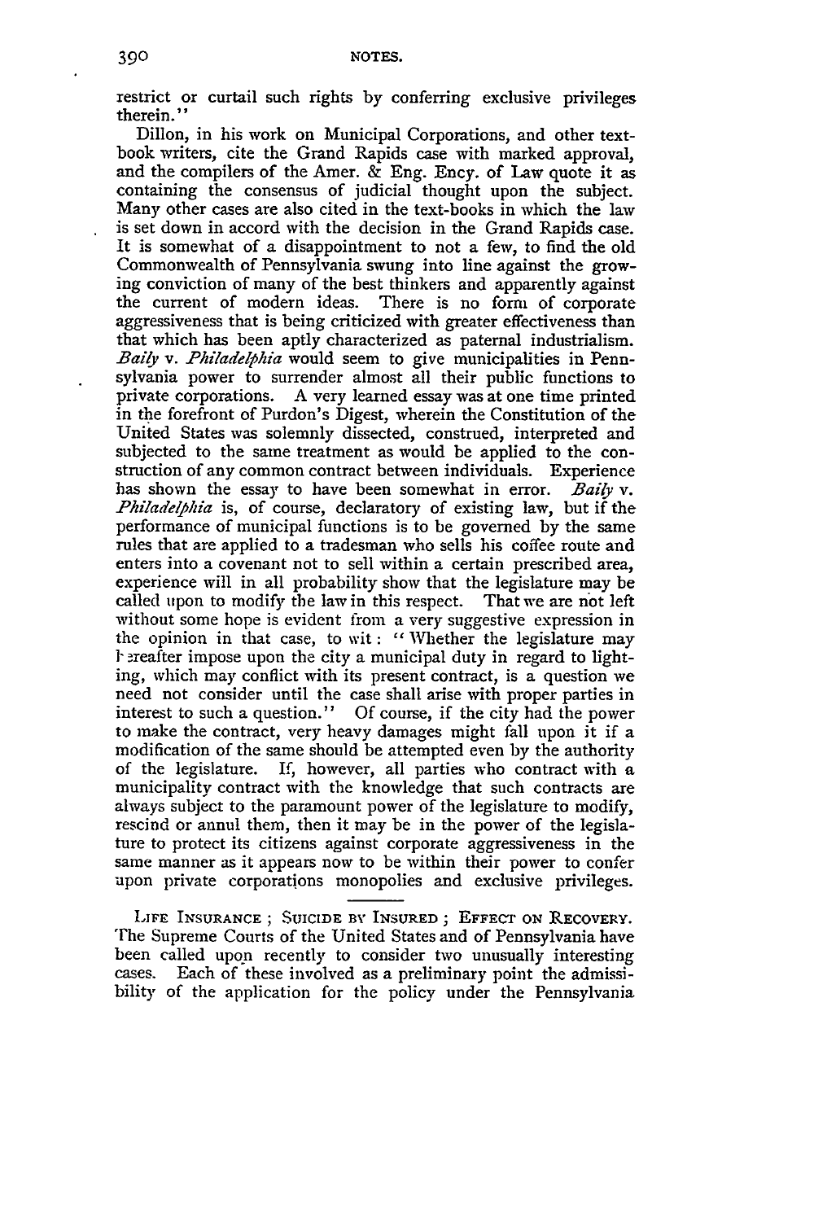restrict or curtail such rights by conferring exclusive privileges therein."

Dillon, in his work on Municipal Corporations, and other text-book writers, cite the Grand Rapids case with marked approval, and the compilers of the Amer. & Eng. Ency. of Law quote it as containing the consensus of judicial thought upon the subject. Many other cases are also cited in the text-books in which the law is set down in accord with the decision in the Grand Rapids case. It is somewhat of a disappointment to not a few, to find the old Commonwealth of Pennsylvania swung into line against the growing conviction of many of the best thinkers and apparently against the current of modern ideas. There is no form of corporate aggressiveness that is being criticized with greater effectiveness than that which has been aptly characterized as paternal industrialism. *Baily* v. *Philadelphia* would seem to give municipalities in Pennsylvania power to surrender almost all their public functions to private corporations. A very learned essay was at one time printed in the forefront of Purdon's Digest, wherein the Constitution of the United States was solemnly dissected, construed, interpreted and subjected to the same treatment as would be applied to the construction of any common contract between individuals. Experience has shown the essay to have been somewhat in error. *Baily* v. *Philadelphia* is, of course, declaratory of existing law, but if the performance of municipal functions is to be governed by the same rules that are applied to a tradesman who sells his coffee route and enters into a covenant not to sell within a certain prescribed area, experience will in all probability show that the legislature may be called upon to modify the law in this respect. That we are not left without some hope is evident from a very suggestive expression in the opinion in that case, to wit: "Whether the legislature may hereafter impose upon the city a municipal duty in regard to lighting, which may conflict with its present contract, is a question we need not consider until the case shall arise with proper parties in interest to such a question." Of course, if the city had the power to make the contract, very heavy damages might fall upon it if a modification of the same should be attempted even by the authority of the legislature. If, however, all parties who contract with a municipality contract with the knowledge that such contracts are always subject to the paramount power of the legislature to modify, rescind or annul them, then it may be in the power of the legislature to protect its citizens against corporate aggressiveness in the same manner as it appears now to be within their power to confer upon private corporations monopolies and exclusive privileges.

---

LIFE INSURANCE; SUICIDE BY INSURED; EFFECT ON RECOVERY. The Supreme Courts of the United States and of Pennsylvania have been called upon recently to consider two unusually interesting cases. Each of these involved as a preliminary point the admissibility of the application for the policy under the Pennsylvania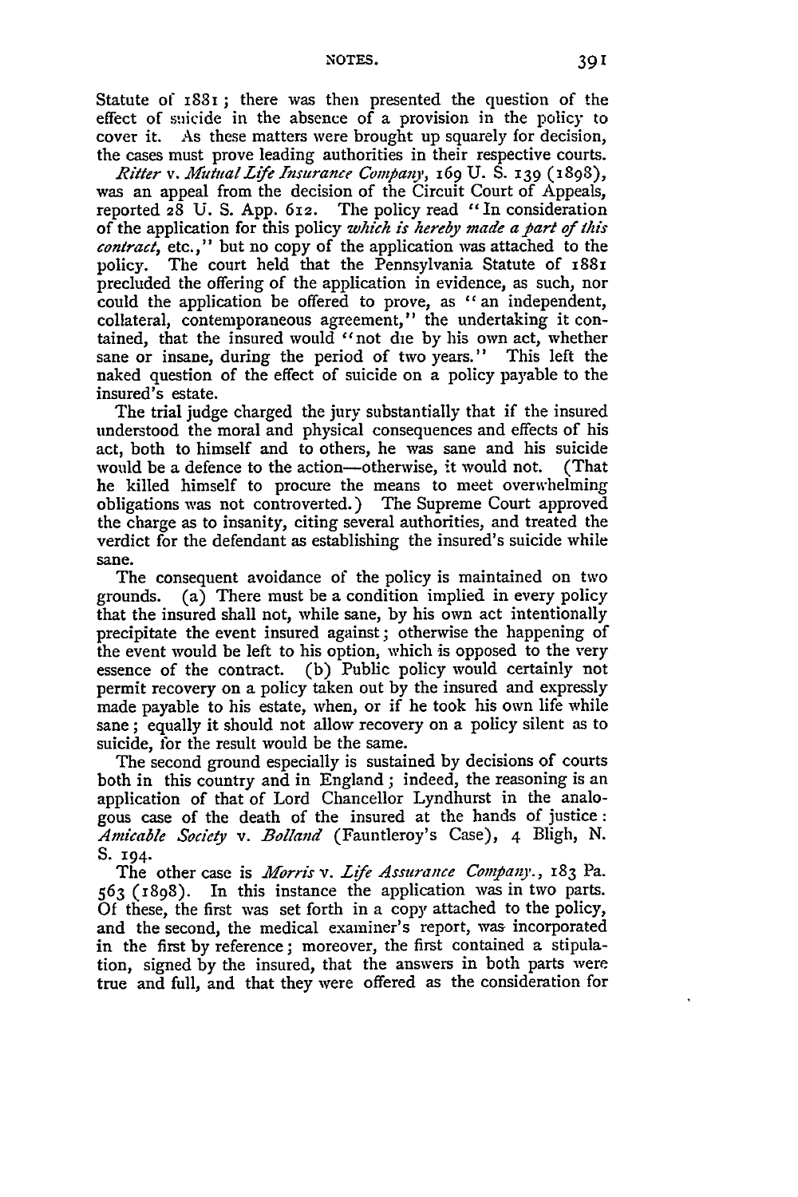Statute of 1881; there was then presented the question of the effect of suicide in the absence of a provision in the policy to cover it. As these matters were brought up squarely for decision, the cases must prove leading authorities in their respective courts.

*Ritter* v. *Mutual Life Insurance Company*, 169 U. S. 139 (1898), was an appeal from the decision of the Circuit Court of Appeals, reported 28 U. S. App. 612. The policy read "In consideration of the application for this policy *which is hereby made a part of this contract*, etc.," but no copy of the application was attached to the policy. The court held that the Pennsylvania Statute of 1881 precluded the offering of the application in evidence, as such, nor could the application be offered to prove, as "an independent, collateral, contemporaneous agreement," the undertaking it contained, that the insured would "not die by his own act, whether sane or insane, during the period of two years." This left the naked question of the effect of suicide on a policy payable to the insured's estate.

The trial judge charged the jury substantially that if the insured understood the moral and physical consequences and effects of his act, both to himself and to others, he was sane and his suicide would be a defence to the action—otherwise, it would not. (That he killed himself to procure the means to meet overwhelming obligations was not controverted.) The Supreme Court approved the charge as to insanity, citing several authorities, and treated the verdict for the defendant as establishing the insured's suicide while sane.

The consequent avoidance of the policy is maintained on two grounds. (a) There must be a condition implied in every policy that the insured shall not, while sane, by his own act intentionally precipitate the event insured against; otherwise the happening of the event would be left to his option, which is opposed to the very essence of the contract. (b) Public policy would certainly not permit recovery on a policy taken out by the insured and expressly made payable to his estate, when, or if he took his own life while sane; equally it should not allow recovery on a policy silent as to suicide, for the result would be the same.

The second ground especially is sustained by decisions of courts both in this country and in England; indeed, the reasoning is an application of that of Lord Chancellor Lyndhurst in the analogous case of the death of the insured at the hands of justice: *Amicable Society* v. *Bolland* (Fauntleroy's Case), 4 Bligh, N. S. 194.

The other case is *Morris* v. *Life Assurance Company.*, 183 Pa. 563 (1898). In this instance the application was in two parts. Of these, the first was set forth in a copy attached to the policy, and the second, the medical examiner's report, was incorporated in the first by reference; moreover, the first contained a stipulation, signed by the insured, that the answers in both parts were true and full, and that they were offered as the consideration for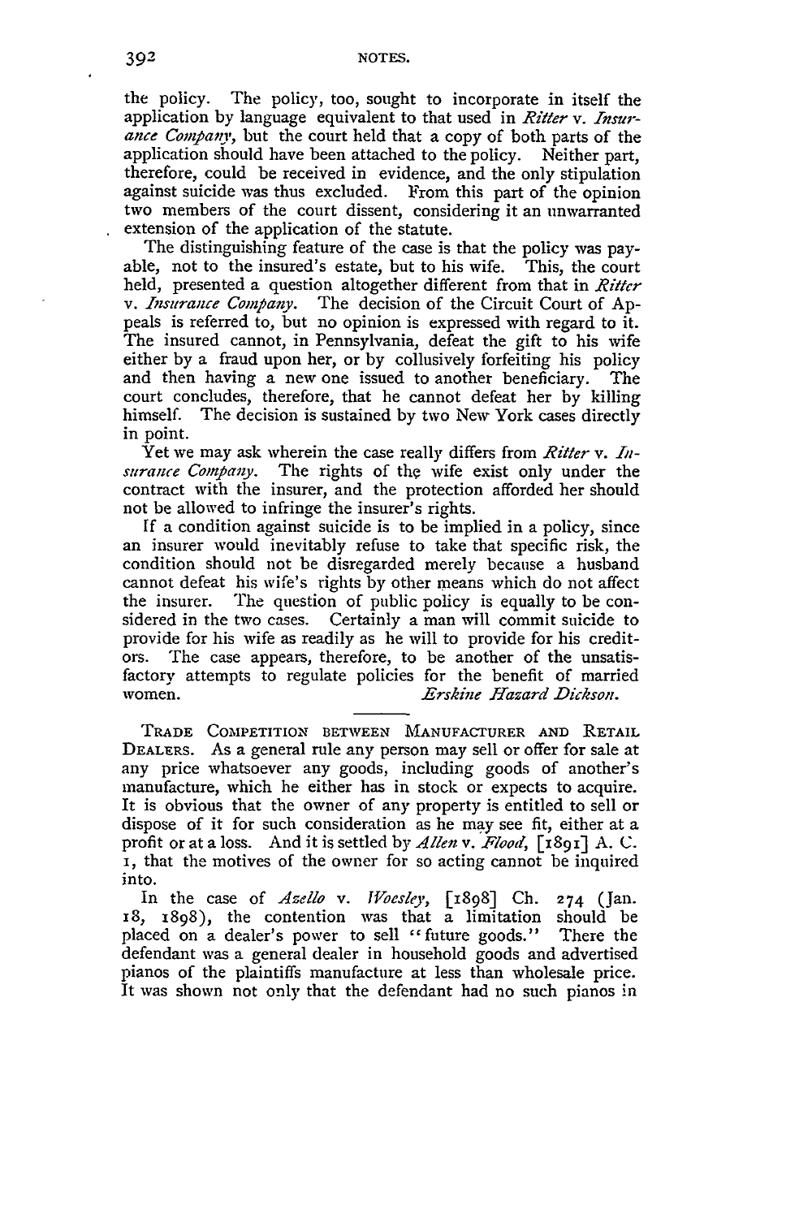the policy. The policy, too, sought to incorporate in itself the application by language equivalent to that used in *Ritter* v. *Insurance Company*, but the court held that a copy of both parts of the application should have been attached to the policy. Neither part, therefore, could be received in evidence, and the only stipulation against suicide was thus excluded. From this part of the opinion two members of the court dissent, considering it an unwarranted extension of the application of the statute.

The distinguishing feature of the case is that the policy was payable, not to the insured's estate, but to his wife. This, the court held, presented a question altogether different from that in *Ritter* v. *Insurance Company*. The decision of the Circuit Court of Appeals is referred to, but no opinion is expressed with regard to it. The insured cannot, in Pennsylvania, defeat the gift to his wife either by a fraud upon her, or by collusively forfeiting his policy and then having a new one issued to another beneficiary. The court concludes, therefore, that he cannot defeat her by killing himself. The decision is sustained by two New York cases directly in point.

Yet we may ask wherein the case really differs from *Ritter* v. *Insurance Company*. The rights of the wife exist only under the contract with the insurer, and the protection afforded her should not be allowed to infringe the insurer's rights.

If a condition against suicide is to be implied in a policy, since an insurer would inevitably refuse to take that specific risk, the condition should not be disregarded merely because a husband cannot defeat his wife's rights by other means which do not affect the insurer. The question of public policy is equally to be considered in the two cases. Certainly a man will commit suicide to provide for his wife as readily as he will to provide for his creditors. The case appears, therefore, to be another of the unsatisfactory attempts to regulate policies for the benefit of married women.

*Erskine Hazard Dickson.*

TRADE COMPETITION BETWEEN MANUFACTURER AND RETAIL DEALERS. As a general rule any person may sell or offer for sale at any price whatsoever any goods, including goods of another's manufacture, which he either has in stock or expects to acquire. It is obvious that the owner of any property is entitled to sell or dispose of it for such consideration as he may see fit, either at a profit or at a loss. And it is settled by *Allen* v. *Flood*, [1891] A. C. 1, that the motives of the owner for so acting cannot be inquired into.

In the case of *Azello* v. *Woesley*, [1898] Ch. 274 (Jan. 18, 1898), the contention was that a limitation should be placed on a dealer's power to sell "future goods." There the defendant was a general dealer in household goods and advertised pianos of the plaintiffs manufacture at less than wholesale price. It was shown not only that the defendant had no such pianos in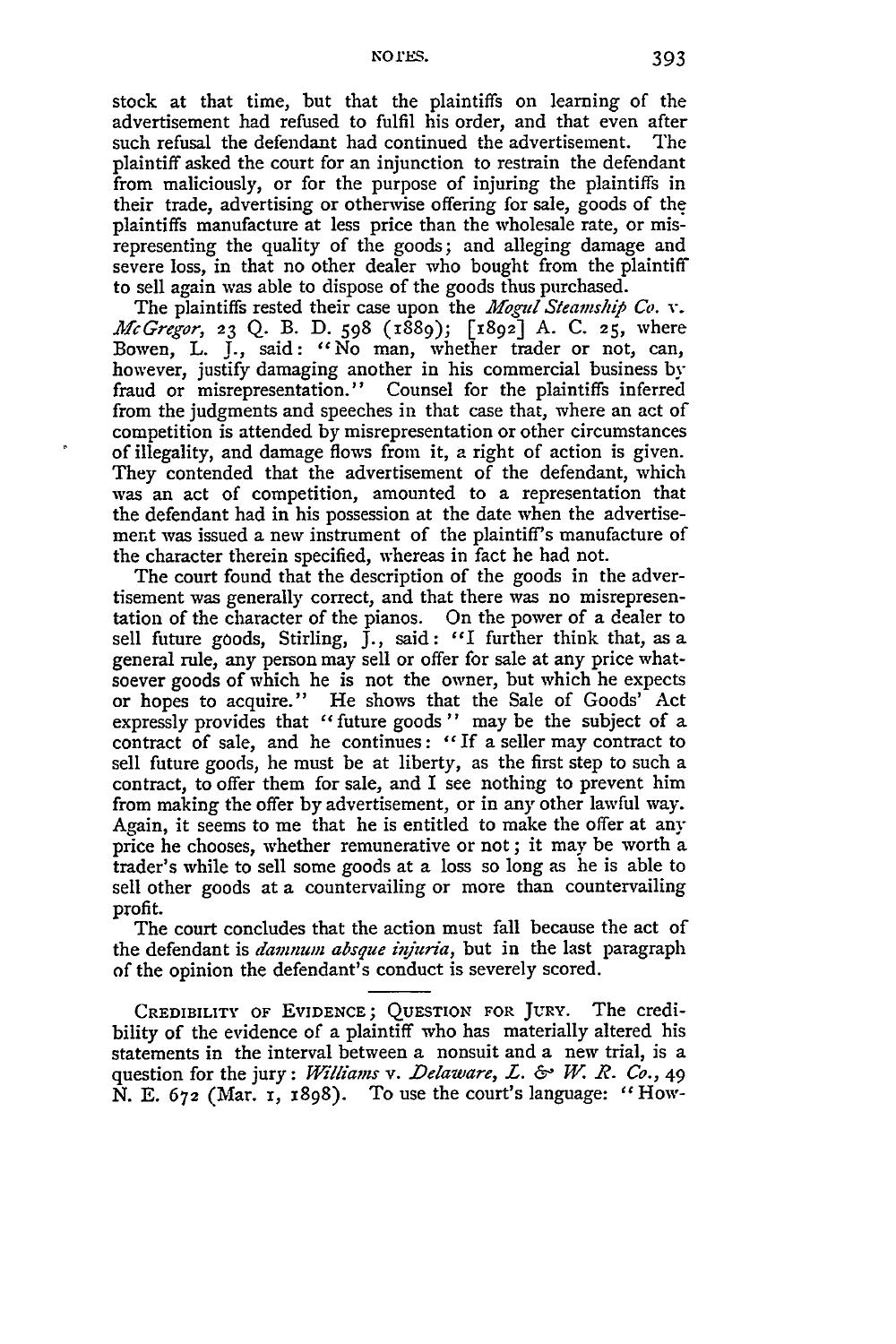stock at that time, but that the plaintiffs on learning of the advertisement had refused to fulfil his order, and that even after such refusal the defendant had continued the advertisement. The plaintiff asked the court for an injunction to restrain the defendant from maliciously, or for the purpose of injuring the plaintiffs in their trade, advertising or otherwise offering for sale, goods of the plaintiffs manufacture at less price than the wholesale rate, or misrepresenting the quality of the goods; and alleging damage and severe loss, in that no other dealer who bought from the plaintiff to sell again was able to dispose of the goods thus purchased.

The plaintiffs rested their case upon the *Mogul Steamship Co. v. McGregor*, 23 Q. B. D. 598 (1889); [1892] A. C. 25, where Bowen, L. J., said: "No man, whether trader or not, can, however, justify damaging another in his commercial business by fraud or misrepresentation." Counsel for the plaintiffs inferred from the judgments and speeches in that case that, where an act of competition is attended by misrepresentation or other circumstances of illegality, and damage flows from it, a right of action is given. They contended that the advertisement of the defendant, which was an act of competition, amounted to a representation that the defendant had in his possession at the date when the advertisement was issued a new instrument of the plaintiff's manufacture of the character therein specified, whereas in fact he had not.

The court found that the description of the goods in the advertisement was generally correct, and that there was no misrepresentation of the character of the pianos. On the power of a dealer to sell future goods, Stirling, J., said: "I further think that, as a general rule, any person may sell or offer for sale at any price whatsoever goods of which he is not the owner, but which he expects or hopes to acquire." He shows that the Sale of Goods' Act expressly provides that "future goods" may be the subject of a contract of sale, and he continues: "If a seller may contract to sell future goods, he must be at liberty, as the first step to such a contract, to offer them for sale, and I see nothing to prevent him from making the offer by advertisement, or in any other lawful way. Again, it seems to me that he is entitled to make the offer at any price he chooses, whether remunerative or not; it may be worth a trader's while to sell some goods at a loss so long as he is able to sell other goods at a countervailing or more than countervailing profit.

The court concludes that the action must fall because the act of the defendant is *damnum absque injuria*, but in the last paragraph of the opinion the defendant's conduct is severely scored.

CREDIBILITY OF EVIDENCE; QUESTION FOR JURY. The credibility of the evidence of a plaintiff who has materially altered his statements in the interval between a nonsuit and a new trial, is a question for the jury: *Williams v. Delaware, L. & W. R. Co.*, 49 N. E. 672 (Mar. 1, 1898). To use the court's language: "How-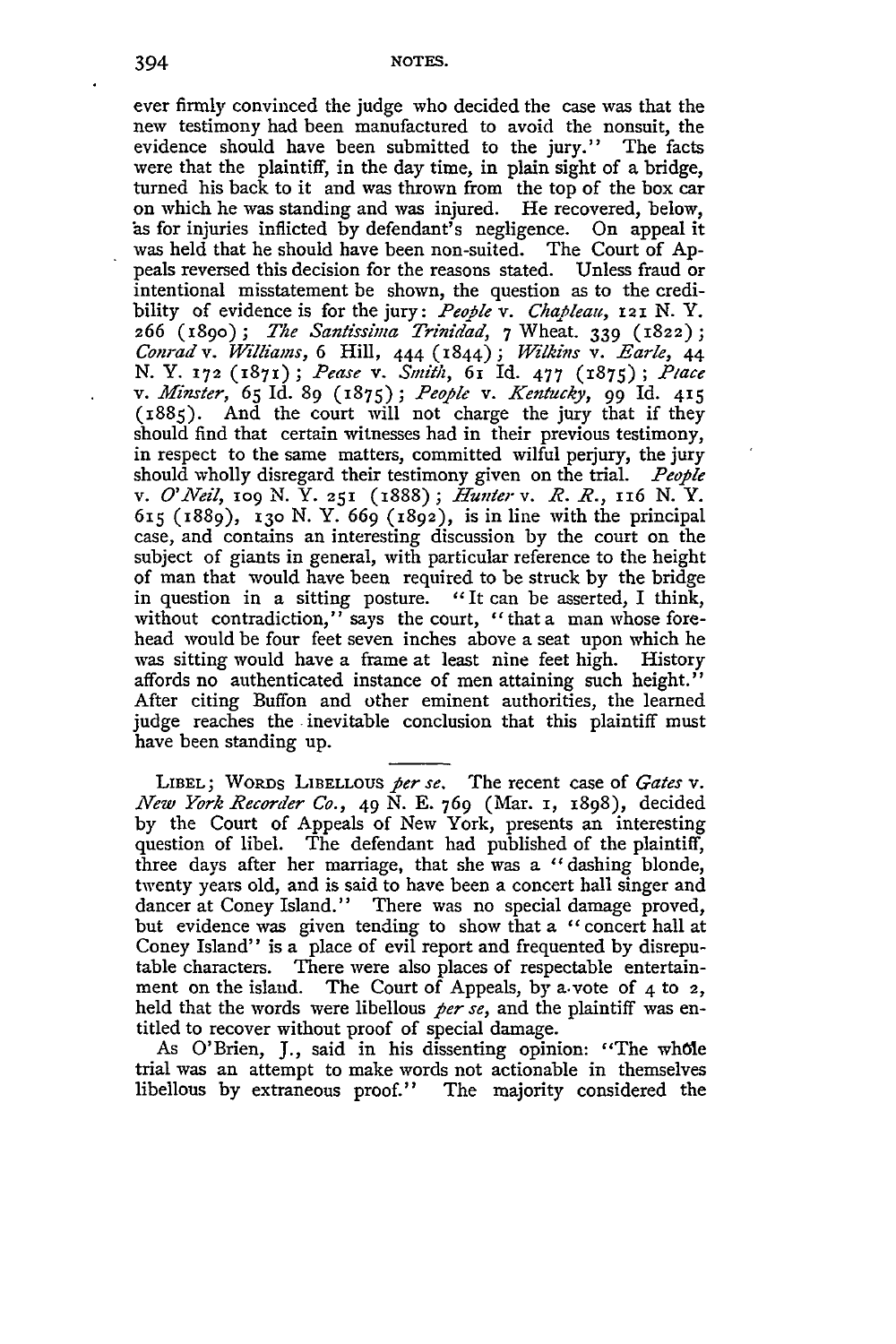ever firmly convinced the judge who decided the case was that the new testimony had been manufactured to avoid the nonsuit, the evidence should have been submitted to the jury." The facts were that the plaintiff, in the day time, in plain sight of a bridge, turned his back to it and was thrown from the top of the box car on which he was standing and was injured. He recovered, below, as for injuries inflicted by defendant's negligence. On appeal it was held that he should have been non-suited. The Court of Appeals reversed this decision for the reasons stated. Unless fraud or intentional misstatement be shown, the question as to the credibility of evidence is for the jury: *People* v. *Chapleau*, 121 N. Y. 266 (1890); *The Santissima Trinidad*, 7 Wheat. 339 (1822); *Conrad* v. *Williams*, 6 Hill, 444 (1844); *Wilkins* v. *Earle*, 44 N. Y. 172 (1871); *Pease* v. *Smith*, 61 Id. 477 (1875); *Place* v. *Minster*, 65 Id. 89 (1875); *People* v. *Kentucky*, 99 Id. 415 (1885). And the court will not charge the jury that if they should find that certain witnesses had in their previous testimony, in respect to the same matters, committed wilful perjury, the jury should wholly disregard their testimony given on the trial. *People* v. *O'Neil*, 109 N. Y. 251 (1888); *Hunter* v. *R. R.*, 116 N. Y. 615 (1889), 130 N. Y. 669 (1892), is in line with the principal case, and contains an interesting discussion by the court on the subject of giants in general, with particular reference to the height of man that would have been required to be struck by the bridge in question in a sitting posture. "It can be asserted, I think, without contradiction," says the court, "that a man whose forehead would be four feet seven inches above a seat upon which he was sitting would have a frame at least nine feet high. History affords no authenticated instance of men attaining such height." After citing Buffon and other eminent authorities, the learned judge reaches the inevitable conclusion that this plaintiff must have been standing up.

---

LIBEL; WORDS LIBELLOUS *per se*. The recent case of *Gates* v. *New York Recorder Co.*, 49 N. E. 769 (Mar. 1, 1898), decided by the Court of Appeals of New York, presents an interesting question of libel. The defendant had published of the plaintiff, three days after her marriage, that she was a "dashing blonde, twenty years old, and is said to have been a concert hall singer and dancer at Coney Island." There was no special damage proved, but evidence was given tending to show that a "concert hall at Coney Island" is a place of evil report and frequented by disreputable characters. There were also places of respectable entertainment on the island. The Court of Appeals, by a vote of 4 to 2, held that the words were libellous *per se*, and the plaintiff was entitled to recover without proof of special damage.

As O'Brien, J., said in his dissenting opinion: "The whole trial was an attempt to make words not actionable in themselves libellous by extraneous proof." The majority considered the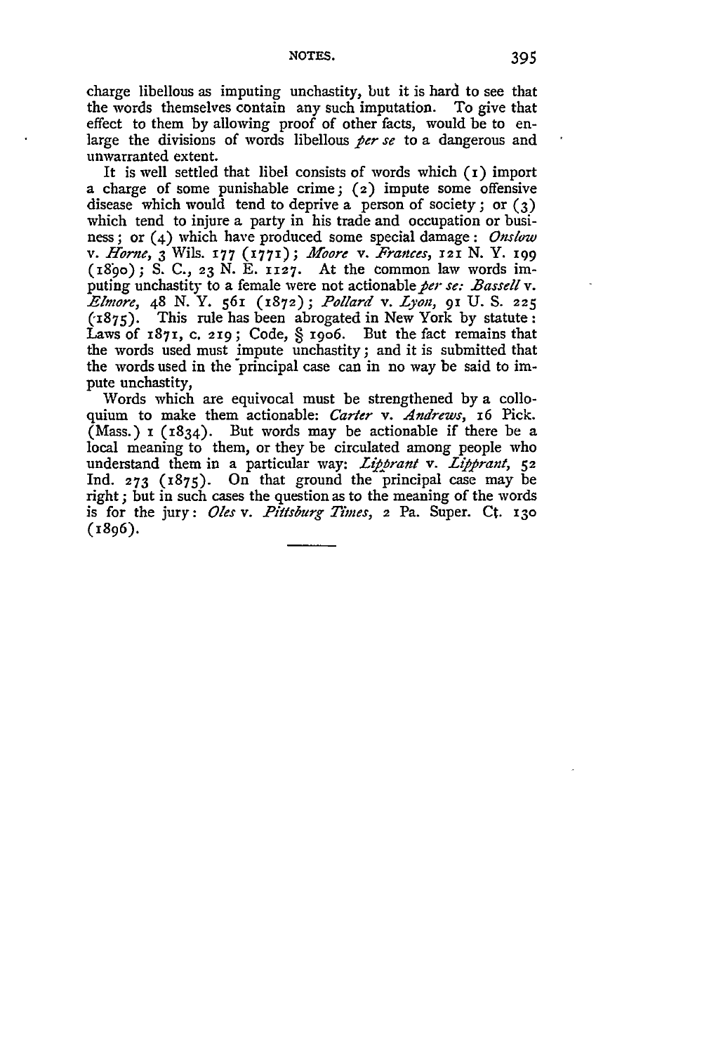charge libellous as imputing unchastity, but it is hard to see that the words themselves contain any such imputation. To give that effect to them by allowing proof of other facts, would be to enlarge the divisions of words libellous *per se* to a dangerous and unwarranted extent.

It is well settled that libel consists of words which (1) import a charge of some punishable crime; (2) impute some offensive disease which would tend to deprive a person of society; or (3) which tend to injure a party in his trade and occupation or business; or (4) which have produced some special damage: *Onslow* v. *Horne*, 3 Wils. 177 (1771); *Moore* v. *Frances*, 121 N. Y. 199 (1890); S. C., 23 N. E. 1127. At the common law words imputing unchastity to a female were not actionable *per se: Bassell* v. *Elmore*, 48 N. Y. 561 (1872); *Pollard* v. *Lyon*, 91 U. S. 225 (1875). This rule has been abrogated in New York by statute: Laws of 1871, c. 219; Code, § 1906. But the fact remains that the words used must impute unchastity; and it is submitted that the words used in the principal case can in no way be said to impute unchastity,

Words which are equivocal must be strengthened by a colloquium to make them actionable: *Carter* v. *Andrews*, 16 Pick. (Mass.) 1 (1834). But words may be actionable if there be a local meaning to them, or they be circulated among people who understand them in a particular way: *Lipprant* v. *Lipprant*, 52 Ind. 273 (1875). On that ground the principal case may be right; but in such cases the question as to the meaning of the words is for the jury: *Oles* v. *Pittsburg Times*, 2 Pa. Super. Ct. 130 (1896).